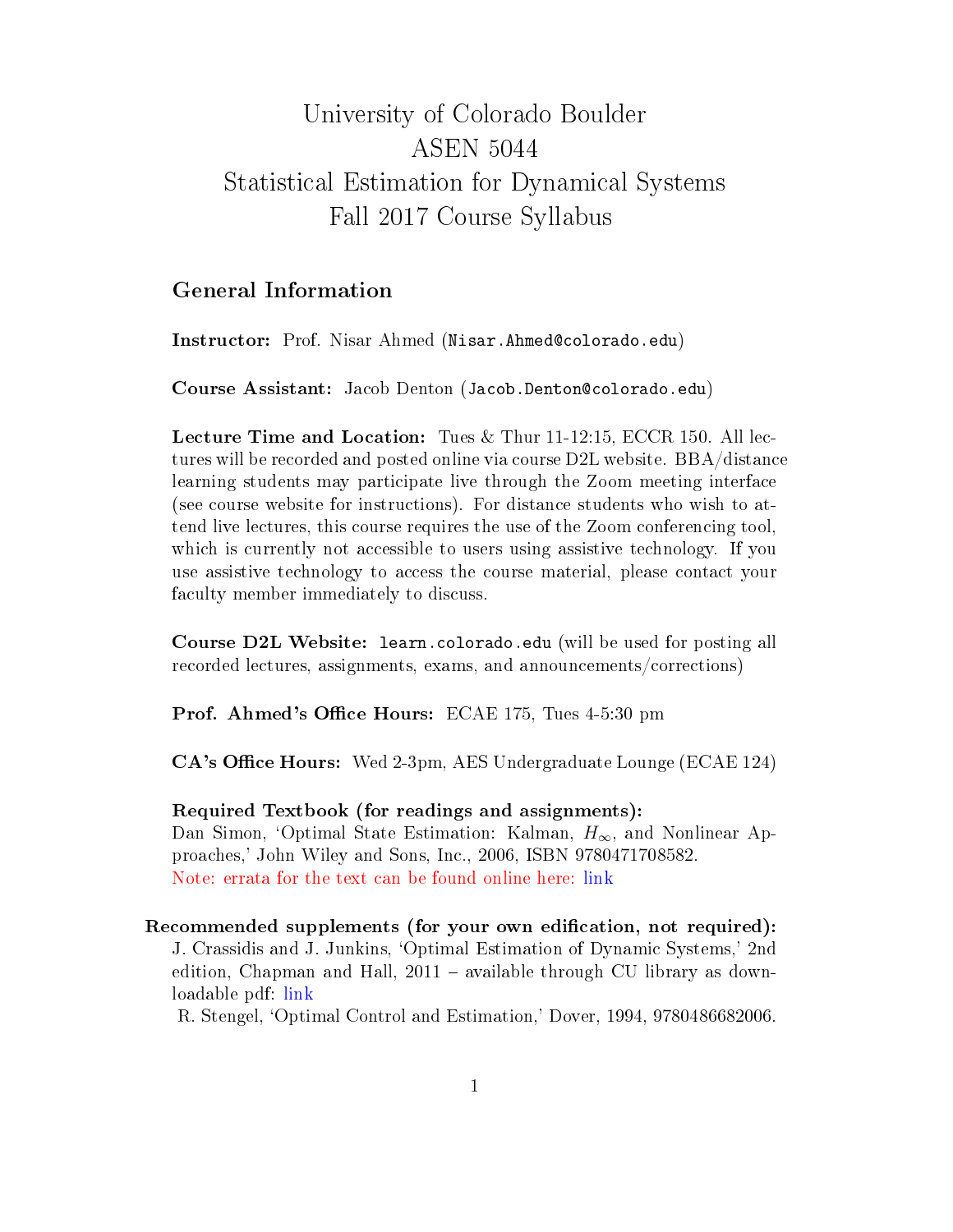# University of Colorado Boulder
# ASEN 5044
# Statistical Estimation for Dynamical Systems
# Fall 2017 Course Syllabus

## General Information

**Instructor:** Prof. Nisar Ahmed (Nisar.Ahmed@colorado.edu)

**Course Assistant:** Jacob Denton (Jacob.Denton@colorado.edu)

**Lecture Time and Location:** Tues & Thur 11-12:15, ECCR 150. All lectures will be recorded and posted online via course D2L website. BBA/distance learning students may participate live through the Zoom meeting interface (see course website for instructions). For distance students who wish to attend live lectures, this course requires the use of the Zoom conferencing tool, which is currently not accessible to users using assistive technology. If you use assistive technology to access the course material, please contact your faculty member immediately to discuss.

**Course D2L Website:** learn.colorado.edu (will be used for posting all recorded lectures, assignments, exams, and announcements/corrections)

**Prof. Ahmed's Office Hours:** ECAE 175, Tues 4-5:30 pm

**CA's Office Hours:** Wed 2-3pm, AES Undergraduate Lounge (ECAE 124)

**Required Textbook (for readings and assignments):**
Dan Simon, 'Optimal State Estimation: Kalman, $H_\infty$, and Nonlinear Approaches,' John Wiley and Sons, Inc., 2006, ISBN 9780471708582.
Note: errata for the text can be found online here: link

**Recommended supplements (for your own edification, not required):**
J. Crassidis and J. Junkins, 'Optimal Estimation of Dynamic Systems,' 2nd edition, Chapman and Hall, 2011 – available through CU library as downloadable pdf: link
R. Stengel, 'Optimal Control and Estimation,' Dover, 1994, 9780486682006.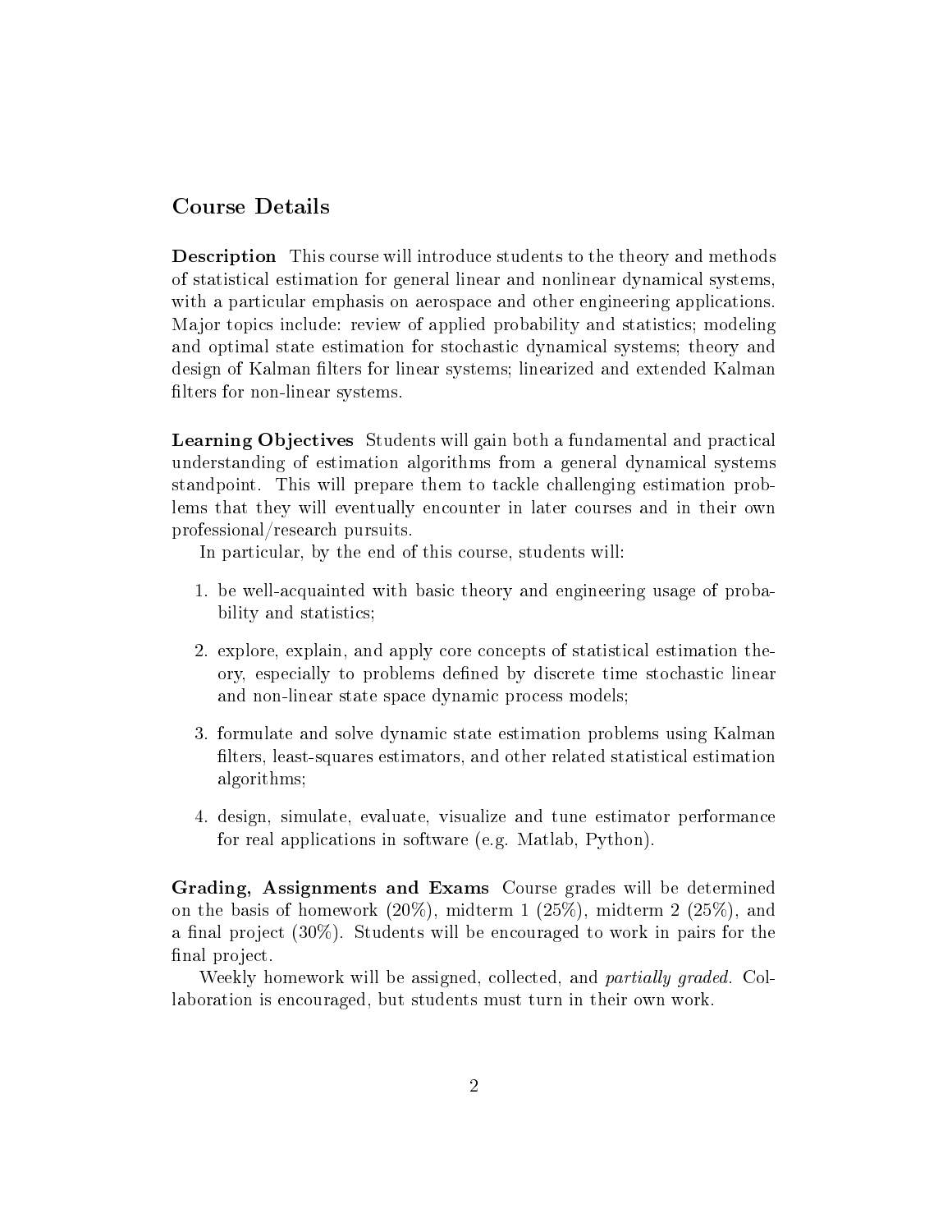## Course Details

**Description** This course will introduce students to the theory and methods of statistical estimation for general linear and nonlinear dynamical systems, with a particular emphasis on aerospace and other engineering applications. Major topics include: review of applied probability and statistics; modeling and optimal state estimation for stochastic dynamical systems; theory and design of Kalman filters for linear systems; linearized and extended Kalman filters for non-linear systems.

**Learning Objectives** Students will gain both a fundamental and practical understanding of estimation algorithms from a general dynamical systems standpoint. This will prepare them to tackle challenging estimation problems that they will eventually encounter in later courses and in their own professional/research pursuits.

In particular, by the end of this course, students will:

1. be well-acquainted with basic theory and engineering usage of probability and statistics;
2. explore, explain, and apply core concepts of statistical estimation theory, especially to problems defined by discrete time stochastic linear and non-linear state space dynamic process models;
3. formulate and solve dynamic state estimation problems using Kalman filters, least-squares estimators, and other related statistical estimation algorithms;
4. design, simulate, evaluate, visualize and tune estimator performance for real applications in software (e.g. Matlab, Python).

**Grading, Assignments and Exams** Course grades will be determined on the basis of homework (20%), midterm 1 (25%), midterm 2 (25%), and a final project (30%). Students will be encouraged to work in pairs for the final project.

Weekly homework will be assigned, collected, and *partially graded*. Collaboration is encouraged, but students must turn in their own work.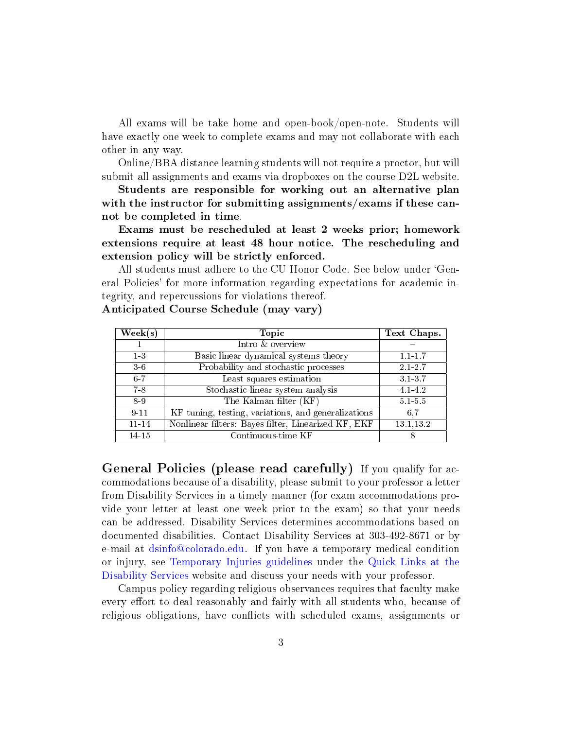All exams will be take home and open-book/open-note. Students will have exactly one week to complete exams and may not collaborate with each other in any way.

Online/BBA distance learning students will not require a proctor, but will submit all assignments and exams via dropboxes on the course D2L website.

**Students are responsible for working out an alternative plan with the instructor for submitting assignments/exams if these cannot be completed in time.**

**Exams must be rescheduled at least 2 weeks prior; homework extensions require at least 48 hour notice. The rescheduling and extension policy will be strictly enforced.**

All students must adhere to the CU Honor Code. See below under 'General Policies' for more information regarding expectations for academic integrity, and repercussions for violations thereof.

**Anticipated Course Schedule (may vary)**

| Week(s) | Topic | Text Chaps. |
|---|---|---|
| 1 | Intro & overview | – |
| 1-3 | Basic linear dynamical systems theory | 1.1-1.7 |
| 3-6 | Probability and stochastic processes | 2.1-2.7 |
| 6-7 | Least squares estimation | 3.1-3.7 |
| 7-8 | Stochastic linear system analysis | 4.1-4.2 |
| 8-9 | The Kalman filter (KF) | 5.1-5.5 |
| 9-11 | KF tuning, testing, variations, and generalizations | 6,7 |
| 11-14 | Nonlinear filters: Bayes filter, Linearized KF, EKF | 13.1,13.2 |
| 14-15 | Continuous-time KF | 8 |

## General Policies (please read carefully)

If you qualify for accommodations because of a disability, please submit to your professor a letter from Disability Services in a timely manner (for exam accommodations provide your letter at least one week prior to the exam) so that your needs can be addressed. Disability Services determines accommodations based on documented disabilities. Contact Disability Services at 303-492-8671 or by e-mail at dsinfo@colorado.edu. If you have a temporary medical condition or injury, see Temporary Injuries guidelines under the Quick Links at the Disability Services website and discuss your needs with your professor.

Campus policy regarding religious observances requires that faculty make every effort to deal reasonably and fairly with all students who, because of religious obligations, have conflicts with scheduled exams, assignments or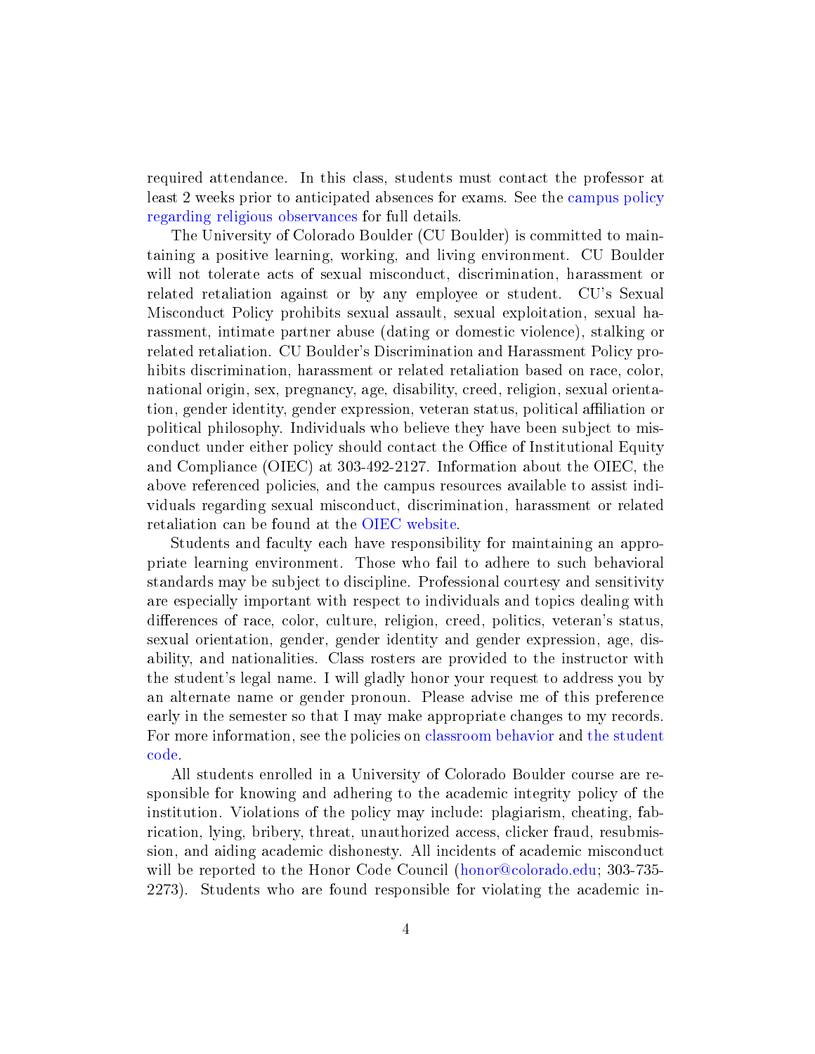required attendance. In this class, students must contact the professor at least 2 weeks prior to anticipated absences for exams. See the campus policy regarding religious observances for full details.

The University of Colorado Boulder (CU Boulder) is committed to maintaining a positive learning, working, and living environment. CU Boulder will not tolerate acts of sexual misconduct, discrimination, harassment or related retaliation against or by any employee or student. CU's Sexual Misconduct Policy prohibits sexual assault, sexual exploitation, sexual harassment, intimate partner abuse (dating or domestic violence), stalking or related retaliation. CU Boulder's Discrimination and Harassment Policy prohibits discrimination, harassment or related retaliation based on race, color, national origin, sex, pregnancy, age, disability, creed, religion, sexual orientation, gender identity, gender expression, veteran status, political affiliation or political philosophy. Individuals who believe they have been subject to misconduct under either policy should contact the Office of Institutional Equity and Compliance (OIEC) at 303-492-2127. Information about the OIEC, the above referenced policies, and the campus resources available to assist individuals regarding sexual misconduct, discrimination, harassment or related retaliation can be found at the OIEC website.

Students and faculty each have responsibility for maintaining an appropriate learning environment. Those who fail to adhere to such behavioral standards may be subject to discipline. Professional courtesy and sensitivity are especially important with respect to individuals and topics dealing with differences of race, color, culture, religion, creed, politics, veteran's status, sexual orientation, gender, gender identity and gender expression, age, disability, and nationalities. Class rosters are provided to the instructor with the student's legal name. I will gladly honor your request to address you by an alternate name or gender pronoun. Please advise me of this preference early in the semester so that I may make appropriate changes to my records. For more information, see the policies on classroom behavior and the student code.

All students enrolled in a University of Colorado Boulder course are responsible for knowing and adhering to the academic integrity policy of the institution. Violations of the policy may include: plagiarism, cheating, fabrication, lying, bribery, threat, unauthorized access, clicker fraud, resubmission, and aiding academic dishonesty. All incidents of academic misconduct will be reported to the Honor Code Council (honor@colorado.edu; 303-735-2273). Students who are found responsible for violating the academic in-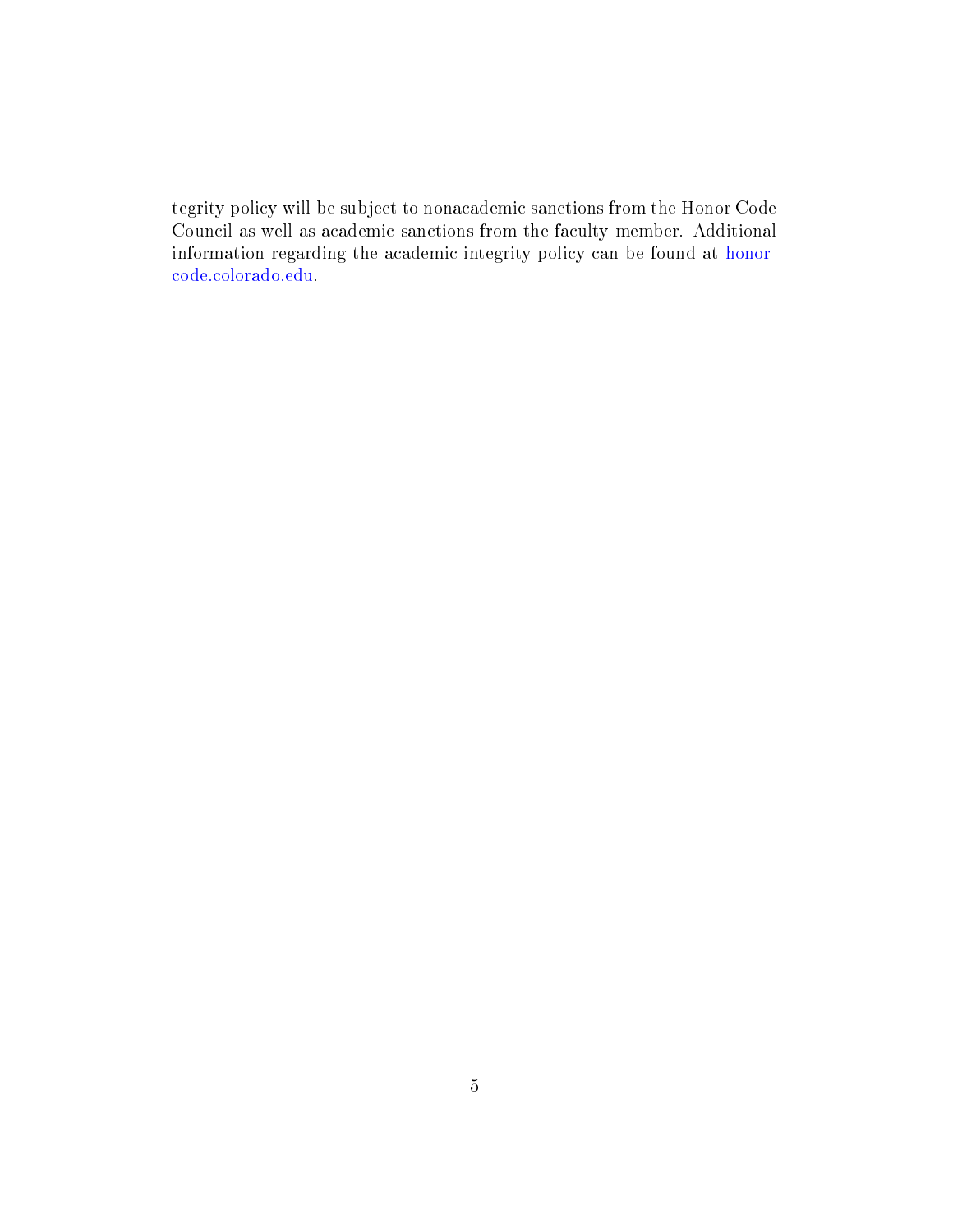tegrity policy will be subject to nonacademic sanctions from the Honor Code Council as well as academic sanctions from the faculty member. Additional information regarding the academic integrity policy can be found at [honorcode.colorado.edu](http://honorcode.colorado.edu).